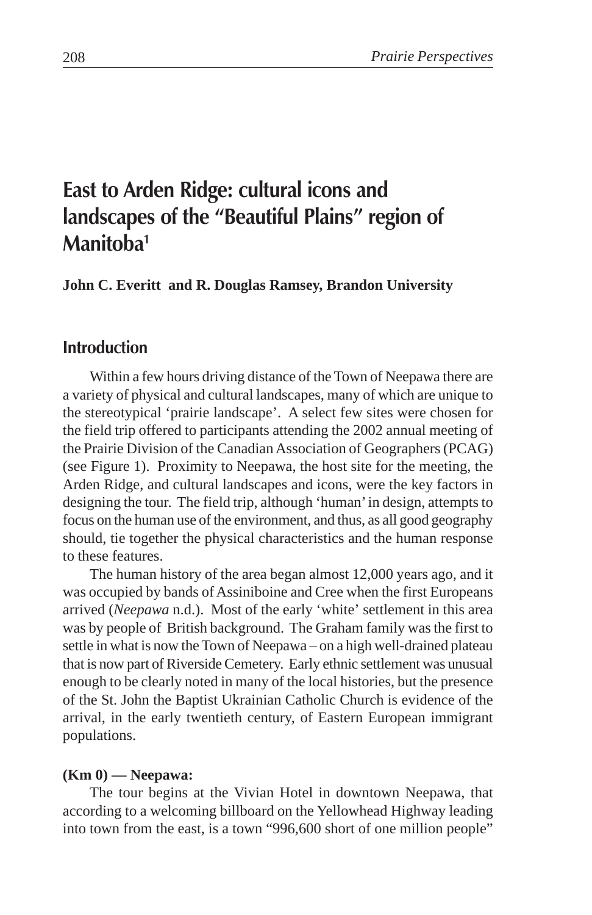# East to Arden Ridge: cultural icons and landscapes of the "Beautiful Plains" region of Manitoba[1]

**John C. Everitt and R. Douglas Ramsey, Brandon University**

## Introduction

Within a few hours driving distance of the Town of Neepawa there are a variety of physical and cultural landscapes, many of which are unique to the stereotypical 'prairie landscape'. A select few sites were chosen for the field trip offered to participants attending the 2002 annual meeting of the Prairie Division of the Canadian Association of Geographers (PCAG) (see Figure 1). Proximity to Neepawa, the host site for the meeting, the Arden Ridge, and cultural landscapes and icons, were the key factors in designing the tour. The field trip, although 'human' in design, attempts to focus on the human use of the environment, and thus, as all good geography should, tie together the physical characteristics and the human response to these features.

The human history of the area began almost 12,000 years ago, and it was occupied by bands of Assiniboine and Cree when the first Europeans arrived (*Neepawa* n.d.). Most of the early 'white' settlement in this area was by people of British background. The Graham family was the first to settle in what is now the Town of Neepawa – on a high well-drained plateau that is now part of Riverside Cemetery. Early ethnic settlement was unusual enough to be clearly noted in many of the local histories, but the presence of the St. John the Baptist Ukrainian Catholic Church is evidence of the arrival, in the early twentieth century, of Eastern European immigrant populations.

**(Km 0) — Neepawa:**

The tour begins at the Vivian Hotel in downtown Neepawa, that according to a welcoming billboard on the Yellowhead Highway leading into town from the east, is a town "996,600 short of one million people"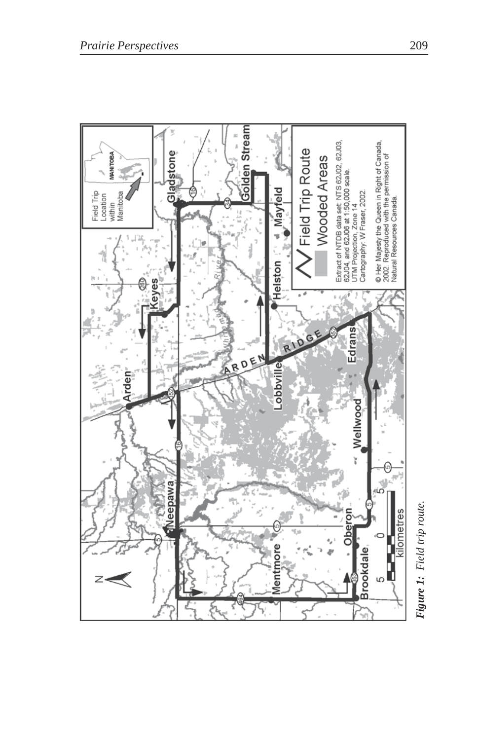***Figure 1:** Field trip route.*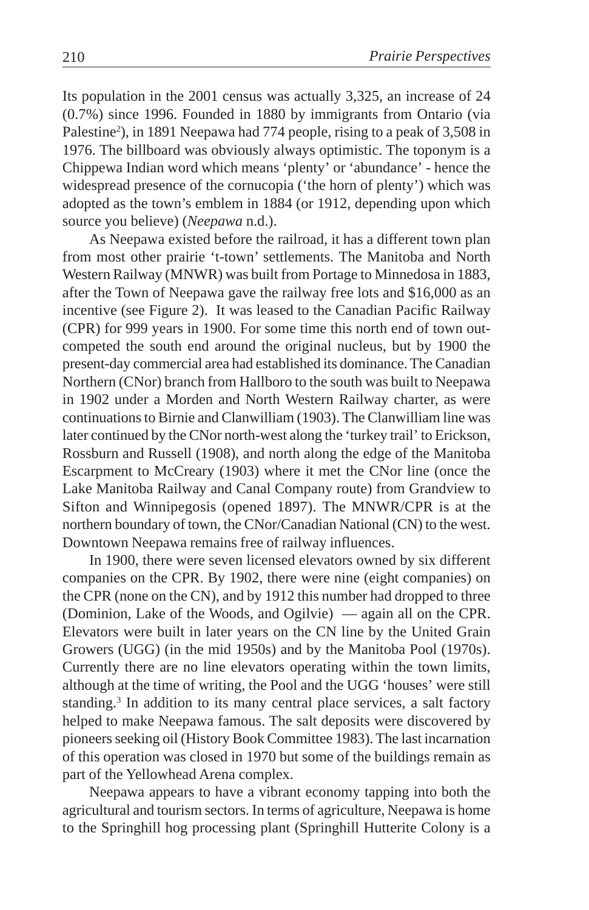Its population in the 2001 census was actually 3,325, an increase of 24 (0.7%) since 1996. Founded in 1880 by immigrants from Ontario (via Palestine[2]), in 1891 Neepawa had 774 people, rising to a peak of 3,508 in 1976. The billboard was obviously always optimistic. The toponym is a Chippewa Indian word which means 'plenty' or 'abundance' - hence the widespread presence of the cornucopia ('the horn of plenty') which was adopted as the town's emblem in 1884 (or 1912, depending upon which source you believe) (*Neepawa* n.d.).

As Neepawa existed before the railroad, it has a different town plan from most other prairie 't-town' settlements. The Manitoba and North Western Railway (MNWR) was built from Portage to Minnedosa in 1883, after the Town of Neepawa gave the railway free lots and $16,000 as an incentive (see Figure 2). It was leased to the Canadian Pacific Railway (CPR) for 999 years in 1900. For some time this north end of town out-competed the south end around the original nucleus, but by 1900 the present-day commercial area had established its dominance. The Canadian Northern (CNor) branch from Hallboro to the south was built to Neepawa in 1902 under a Morden and North Western Railway charter, as were continuations to Birnie and Clanwilliam (1903). The Clanwilliam line was later continued by the CNor north-west along the 'turkey trail' to Erickson, Rossburn and Russell (1908), and north along the edge of the Manitoba Escarpment to McCreary (1903) where it met the CNor line (once the Lake Manitoba Railway and Canal Company route) from Grandview to Sifton and Winnipegosis (opened 1897). The MNWR/CPR is at the northern boundary of town, the CNor/Canadian National (CN) to the west. Downtown Neepawa remains free of railway influences.

In 1900, there were seven licensed elevators owned by six different companies on the CPR. By 1902, there were nine (eight companies) on the CPR (none on the CN), and by 1912 this number had dropped to three (Dominion, Lake of the Woods, and Ogilvie) — again all on the CPR. Elevators were built in later years on the CN line by the United Grain Growers (UGG) (in the mid 1950s) and by the Manitoba Pool (1970s). Currently there are no line elevators operating within the town limits, although at the time of writing, the Pool and the UGG 'houses' were still standing.[3] In addition to its many central place services, a salt factory helped to make Neepawa famous. The salt deposits were discovered by pioneers seeking oil (History Book Committee 1983). The last incarnation of this operation was closed in 1970 but some of the buildings remain as part of the Yellowhead Arena complex.

Neepawa appears to have a vibrant economy tapping into both the agricultural and tourism sectors. In terms of agriculture, Neepawa is home to the Springhill hog processing plant (Springhill Hutterite Colony is a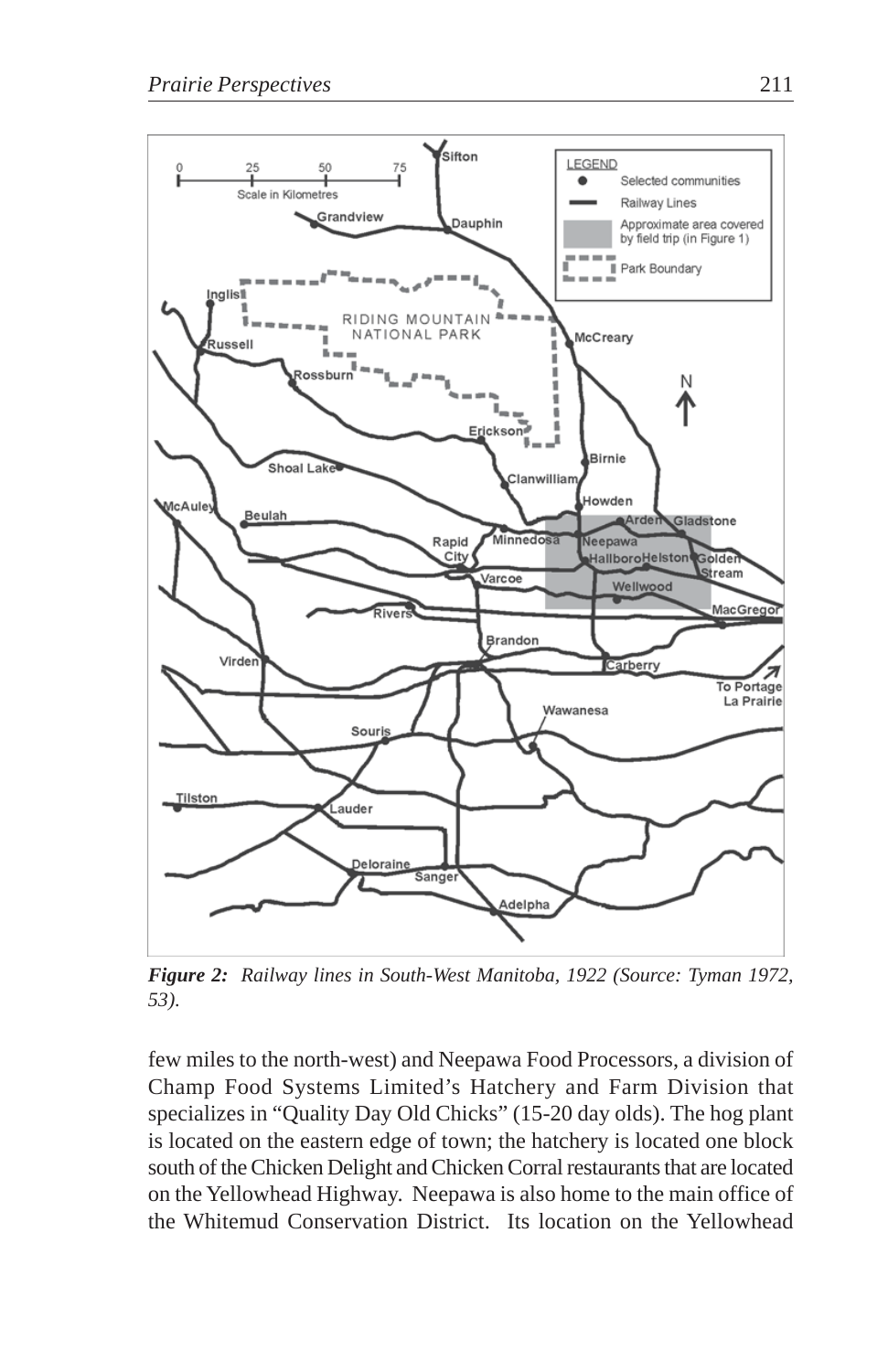*Figure 2: Railway lines in South-West Manitoba, 1922 (Source: Tyman 1972, 53).*

few miles to the north-west) and Neepawa Food Processors, a division of Champ Food Systems Limited's Hatchery and Farm Division that specializes in "Quality Day Old Chicks" (15-20 day olds). The hog plant is located on the eastern edge of town; the hatchery is located one block south of the Chicken Delight and Chicken Corral restaurants that are located on the Yellowhead Highway. Neepawa is also home to the main office of the Whitemud Conservation District. Its location on the Yellowhead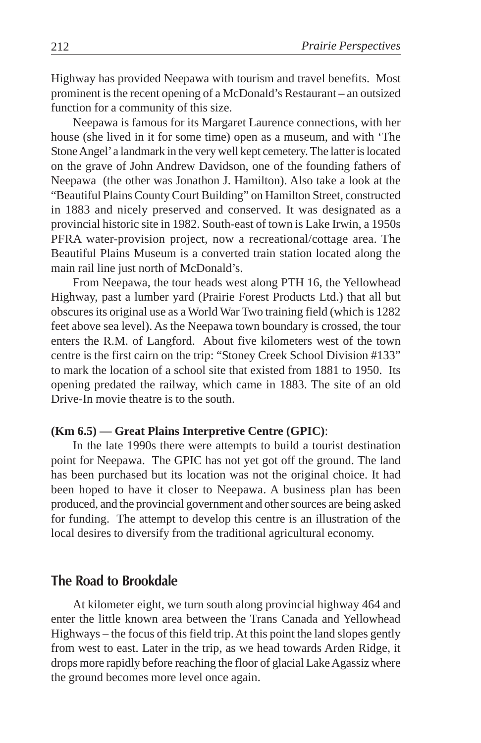Highway has provided Neepawa with tourism and travel benefits. Most prominent is the recent opening of a McDonald's Restaurant – an outsized function for a community of this size.

Neepawa is famous for its Margaret Laurence connections, with her house (she lived in it for some time) open as a museum, and with 'The Stone Angel' a landmark in the very well kept cemetery. The latter is located on the grave of John Andrew Davidson, one of the founding fathers of Neepawa (the other was Jonathon J. Hamilton). Also take a look at the "Beautiful Plains County Court Building" on Hamilton Street, constructed in 1883 and nicely preserved and conserved. It was designated as a provincial historic site in 1982. South-east of town is Lake Irwin, a 1950s PFRA water-provision project, now a recreational/cottage area. The Beautiful Plains Museum is a converted train station located along the main rail line just north of McDonald's.

From Neepawa, the tour heads west along PTH 16, the Yellowhead Highway, past a lumber yard (Prairie Forest Products Ltd.) that all but obscures its original use as a World War Two training field (which is 1282 feet above sea level). As the Neepawa town boundary is crossed, the tour enters the R.M. of Langford. About five kilometers west of the town centre is the first cairn on the trip: "Stoney Creek School Division #133" to mark the location of a school site that existed from 1881 to 1950. Its opening predated the railway, which came in 1883. The site of an old Drive-In movie theatre is to the south.

**(Km 6.5) — Great Plains Interpretive Centre (GPIC)**:

In the late 1990s there were attempts to build a tourist destination point for Neepawa. The GPIC has not yet got off the ground. The land has been purchased but its location was not the original choice. It had been hoped to have it closer to Neepawa. A business plan has been produced, and the provincial government and other sources are being asked for funding. The attempt to develop this centre is an illustration of the local desires to diversify from the traditional agricultural economy.

## The Road to Brookdale

At kilometer eight, we turn south along provincial highway 464 and enter the little known area between the Trans Canada and Yellowhead Highways – the focus of this field trip. At this point the land slopes gently from west to east. Later in the trip, as we head towards Arden Ridge, it drops more rapidly before reaching the floor of glacial Lake Agassiz where the ground becomes more level once again.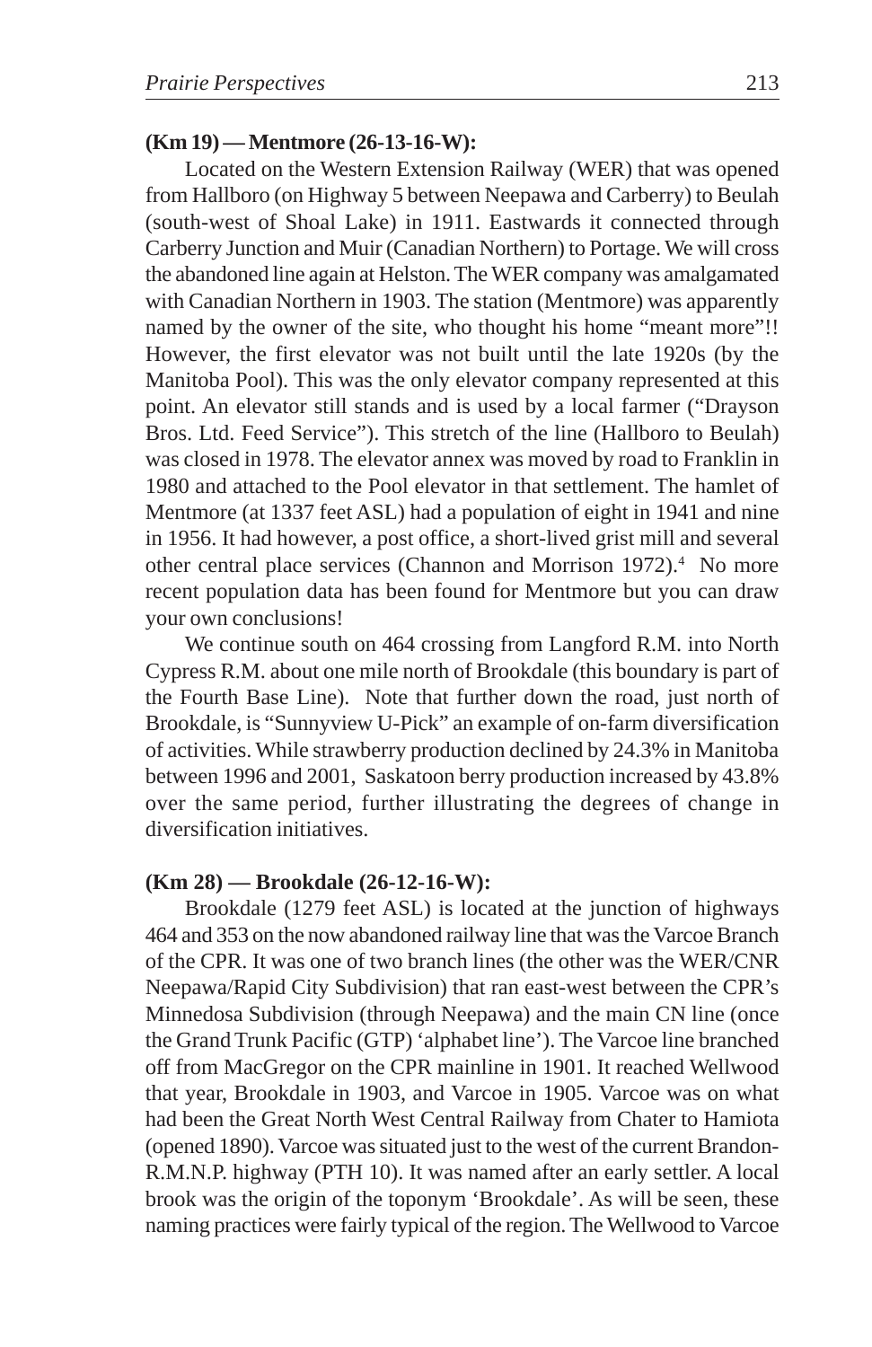**(Km 19) — Mentmore (26-13-16-W):**

Located on the Western Extension Railway (WER) that was opened from Hallboro (on Highway 5 between Neepawa and Carberry) to Beulah (south-west of Shoal Lake) in 1911. Eastwards it connected through Carberry Junction and Muir (Canadian Northern) to Portage. We will cross the abandoned line again at Helston. The WER company was amalgamated with Canadian Northern in 1903. The station (Mentmore) was apparently named by the owner of the site, who thought his home "meant more"!! However, the first elevator was not built until the late 1920s (by the Manitoba Pool). This was the only elevator company represented at this point. An elevator still stands and is used by a local farmer ("Drayson Bros. Ltd. Feed Service"). This stretch of the line (Hallboro to Beulah) was closed in 1978. The elevator annex was moved by road to Franklin in 1980 and attached to the Pool elevator in that settlement. The hamlet of Mentmore (at 1337 feet ASL) had a population of eight in 1941 and nine in 1956. It had however, a post office, a short-lived grist mill and several other central place services (Channon and Morrison 1972).[4] No more recent population data has been found for Mentmore but you can draw your own conclusions!

We continue south on 464 crossing from Langford R.M. into North Cypress R.M. about one mile north of Brookdale (this boundary is part of the Fourth Base Line). Note that further down the road, just north of Brookdale, is "Sunnyview U-Pick" an example of on-farm diversification of activities. While strawberry production declined by 24.3% in Manitoba between 1996 and 2001, Saskatoon berry production increased by 43.8% over the same period, further illustrating the degrees of change in diversification initiatives.

**(Km 28) — Brookdale (26-12-16-W):**

Brookdale (1279 feet ASL) is located at the junction of highways 464 and 353 on the now abandoned railway line that was the Varcoe Branch of the CPR. It was one of two branch lines (the other was the WER/CNR Neepawa/Rapid City Subdivision) that ran east-west between the CPR's Minnedosa Subdivision (through Neepawa) and the main CN line (once the Grand Trunk Pacific (GTP) 'alphabet line'). The Varcoe line branched off from MacGregor on the CPR mainline in 1901. It reached Wellwood that year, Brookdale in 1903, and Varcoe in 1905. Varcoe was on what had been the Great North West Central Railway from Chater to Hamiota (opened 1890). Varcoe was situated just to the west of the current Brandon-R.M.N.P. highway (PTH 10). It was named after an early settler. A local brook was the origin of the toponym 'Brookdale'. As will be seen, these naming practices were fairly typical of the region. The Wellwood to Varcoe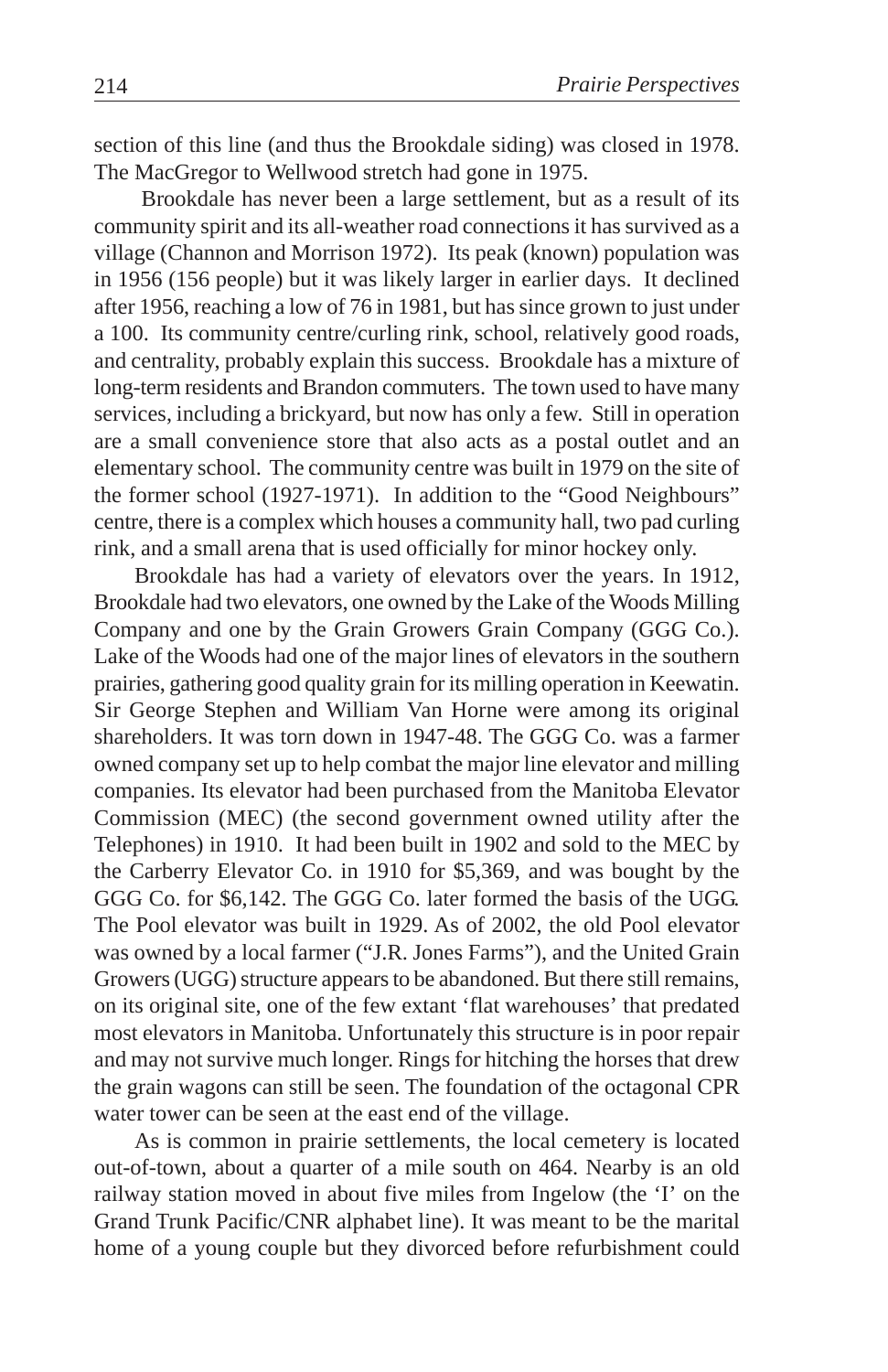section of this line (and thus the Brookdale siding) was closed in 1978. The MacGregor to Wellwood stretch had gone in 1975.

Brookdale has never been a large settlement, but as a result of its community spirit and its all-weather road connections it has survived as a village (Channon and Morrison 1972). Its peak (known) population was in 1956 (156 people) but it was likely larger in earlier days. It declined after 1956, reaching a low of 76 in 1981, but has since grown to just under a 100. Its community centre/curling rink, school, relatively good roads, and centrality, probably explain this success. Brookdale has a mixture of long-term residents and Brandon commuters. The town used to have many services, including a brickyard, but now has only a few. Still in operation are a small convenience store that also acts as a postal outlet and an elementary school. The community centre was built in 1979 on the site of the former school (1927-1971). In addition to the "Good Neighbours" centre, there is a complex which houses a community hall, two pad curling rink, and a small arena that is used officially for minor hockey only.

Brookdale has had a variety of elevators over the years. In 1912, Brookdale had two elevators, one owned by the Lake of the Woods Milling Company and one by the Grain Growers Grain Company (GGG Co.). Lake of the Woods had one of the major lines of elevators in the southern prairies, gathering good quality grain for its milling operation in Keewatin. Sir George Stephen and William Van Horne were among its original shareholders. It was torn down in 1947-48. The GGG Co. was a farmer owned company set up to help combat the major line elevator and milling companies. Its elevator had been purchased from the Manitoba Elevator Commission (MEC) (the second government owned utility after the Telephones) in 1910. It had been built in 1902 and sold to the MEC by the Carberry Elevator Co. in 1910 for $5,369, and was bought by the GGG Co. for $6,142. The GGG Co. later formed the basis of the UGG. The Pool elevator was built in 1929. As of 2002, the old Pool elevator was owned by a local farmer ("J.R. Jones Farms"), and the United Grain Growers (UGG) structure appears to be abandoned. But there still remains, on its original site, one of the few extant 'flat warehouses' that predated most elevators in Manitoba. Unfortunately this structure is in poor repair and may not survive much longer. Rings for hitching the horses that drew the grain wagons can still be seen. The foundation of the octagonal CPR water tower can be seen at the east end of the village.

As is common in prairie settlements, the local cemetery is located out-of-town, about a quarter of a mile south on 464. Nearby is an old railway station moved in about five miles from Ingelow (the 'I' on the Grand Trunk Pacific/CNR alphabet line). It was meant to be the marital home of a young couple but they divorced before refurbishment could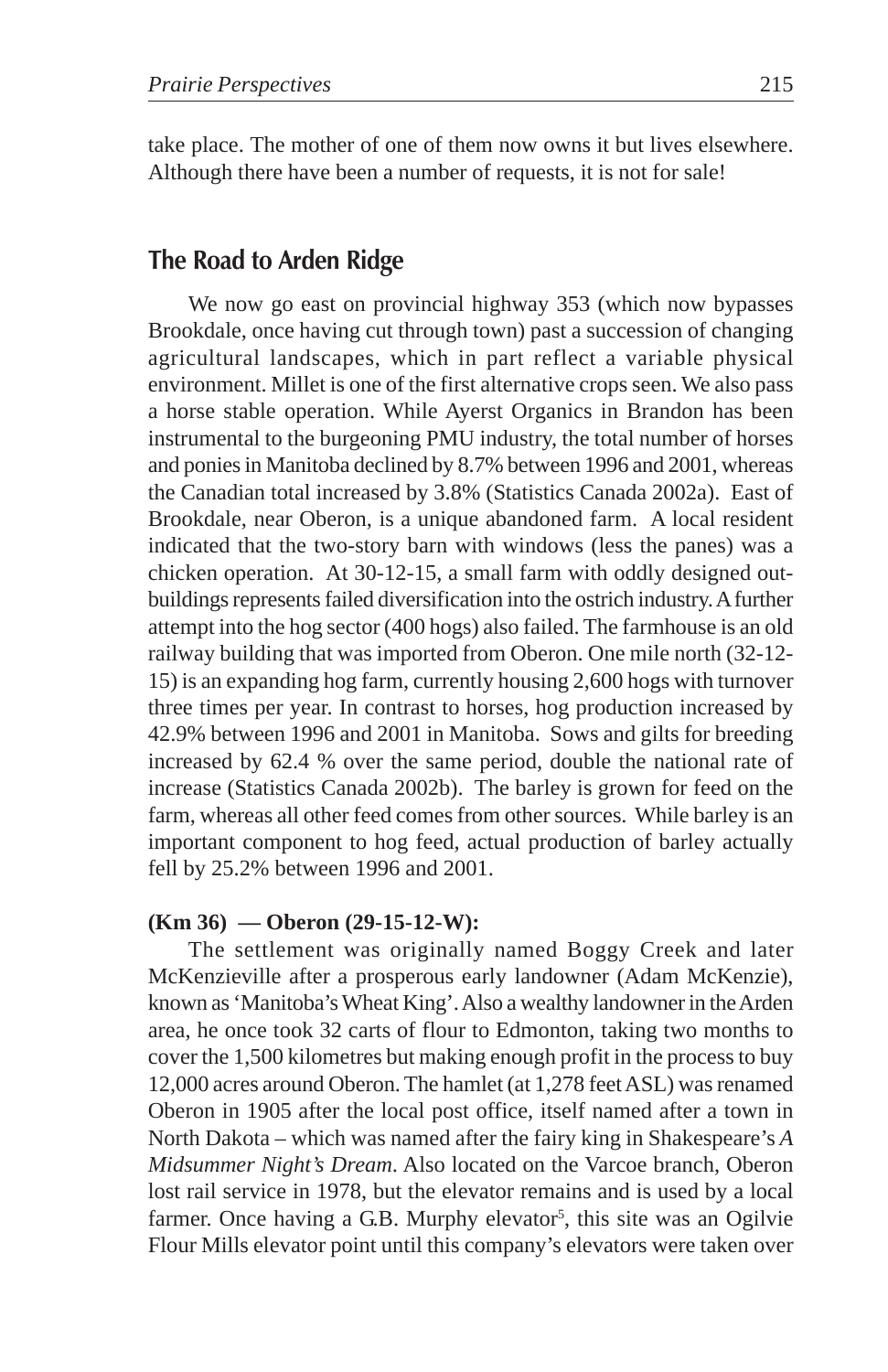take place. The mother of one of them now owns it but lives elsewhere. Although there have been a number of requests, it is not for sale!

## The Road to Arden Ridge

We now go east on provincial highway 353 (which now bypasses Brookdale, once having cut through town) past a succession of changing agricultural landscapes, which in part reflect a variable physical environment. Millet is one of the first alternative crops seen. We also pass a horse stable operation. While Ayerst Organics in Brandon has been instrumental to the burgeoning PMU industry, the total number of horses and ponies in Manitoba declined by 8.7% between 1996 and 2001, whereas the Canadian total increased by 3.8% (Statistics Canada 2002a). East of Brookdale, near Oberon, is a unique abandoned farm. A local resident indicated that the two-story barn with windows (less the panes) was a chicken operation. At 30-12-15, a small farm with oddly designed out-buildings represents failed diversification into the ostrich industry. A further attempt into the hog sector (400 hogs) also failed. The farmhouse is an old railway building that was imported from Oberon. One mile north (32-12-15) is an expanding hog farm, currently housing 2,600 hogs with turnover three times per year. In contrast to horses, hog production increased by 42.9% between 1996 and 2001 in Manitoba. Sows and gilts for breeding increased by 62.4 % over the same period, double the national rate of increase (Statistics Canada 2002b). The barley is grown for feed on the farm, whereas all other feed comes from other sources. While barley is an important component to hog feed, actual production of barley actually fell by 25.2% between 1996 and 2001.

**(Km 36) — Oberon (29-15-12-W):**

The settlement was originally named Boggy Creek and later McKenzieville after a prosperous early landowner (Adam McKenzie), known as 'Manitoba's Wheat King'. Also a wealthy landowner in the Arden area, he once took 32 carts of flour to Edmonton, taking two months to cover the 1,500 kilometres but making enough profit in the process to buy 12,000 acres around Oberon. The hamlet (at 1,278 feet ASL) was renamed Oberon in 1905 after the local post office, itself named after a town in North Dakota – which was named after the fairy king in Shakespeare's *A Midsummer Night's Dream*. Also located on the Varcoe branch, Oberon lost rail service in 1978, but the elevator remains and is used by a local farmer. Once having a G.B. Murphy elevator[5], this site was an Ogilvie Flour Mills elevator point until this company's elevators were taken over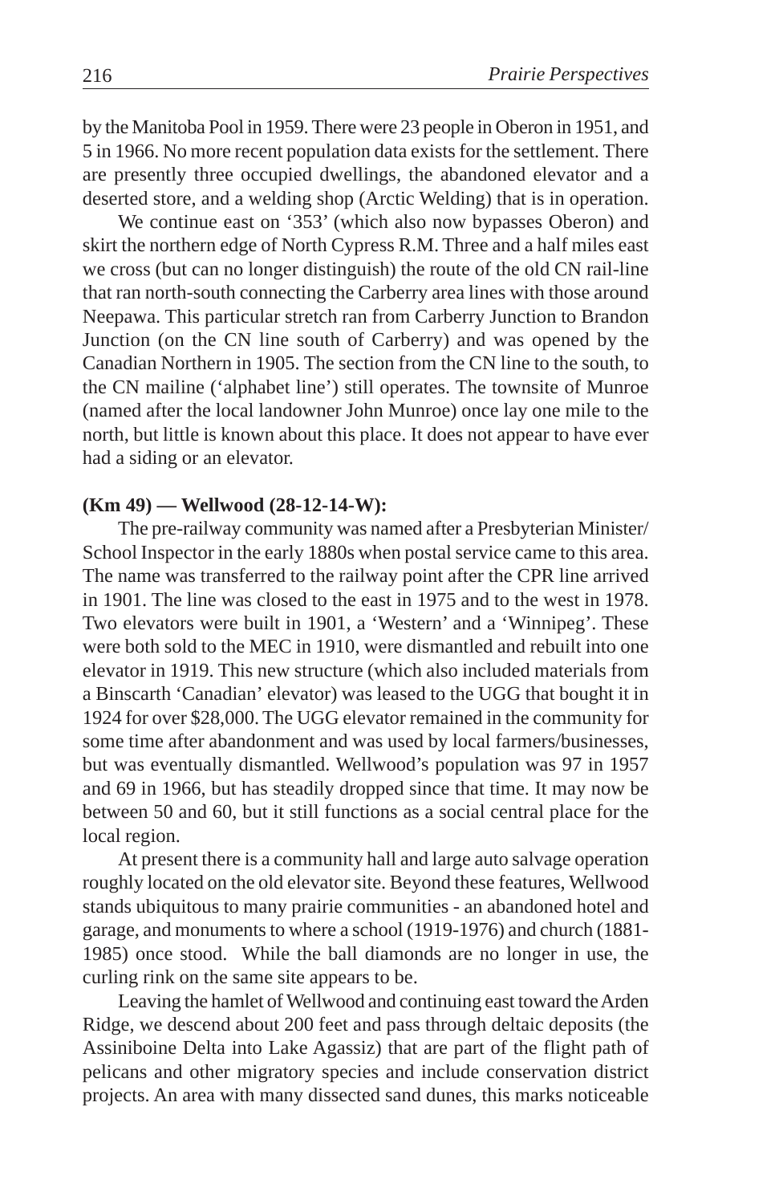by the Manitoba Pool in 1959. There were 23 people in Oberon in 1951, and 5 in 1966. No more recent population data exists for the settlement. There are presently three occupied dwellings, the abandoned elevator and a deserted store, and a welding shop (Arctic Welding) that is in operation.

We continue east on '353' (which also now bypasses Oberon) and skirt the northern edge of North Cypress R.M. Three and a half miles east we cross (but can no longer distinguish) the route of the old CN rail-line that ran north-south connecting the Carberry area lines with those around Neepawa. This particular stretch ran from Carberry Junction to Brandon Junction (on the CN line south of Carberry) and was opened by the Canadian Northern in 1905. The section from the CN line to the south, to the CN mailine ('alphabet line') still operates. The townsite of Munroe (named after the local landowner John Munroe) once lay one mile to the north, but little is known about this place. It does not appear to have ever had a siding or an elevator.

**(Km 49) — Wellwood (28-12-14-W):**

The pre-railway community was named after a Presbyterian Minister/ School Inspector in the early 1880s when postal service came to this area. The name was transferred to the railway point after the CPR line arrived in 1901. The line was closed to the east in 1975 and to the west in 1978. Two elevators were built in 1901, a 'Western' and a 'Winnipeg'. These were both sold to the MEC in 1910, were dismantled and rebuilt into one elevator in 1919. This new structure (which also included materials from a Binscarth 'Canadian' elevator) was leased to the UGG that bought it in 1924 for over $28,000. The UGG elevator remained in the community for some time after abandonment and was used by local farmers/businesses, but was eventually dismantled. Wellwood's population was 97 in 1957 and 69 in 1966, but has steadily dropped since that time. It may now be between 50 and 60, but it still functions as a social central place for the local region.

At present there is a community hall and large auto salvage operation roughly located on the old elevator site. Beyond these features, Wellwood stands ubiquitous to many prairie communities - an abandoned hotel and garage, and monuments to where a school (1919-1976) and church (1881-1985) once stood. While the ball diamonds are no longer in use, the curling rink on the same site appears to be.

Leaving the hamlet of Wellwood and continuing east toward the Arden Ridge, we descend about 200 feet and pass through deltaic deposits (the Assiniboine Delta into Lake Agassiz) that are part of the flight path of pelicans and other migratory species and include conservation district projects. An area with many dissected sand dunes, this marks noticeable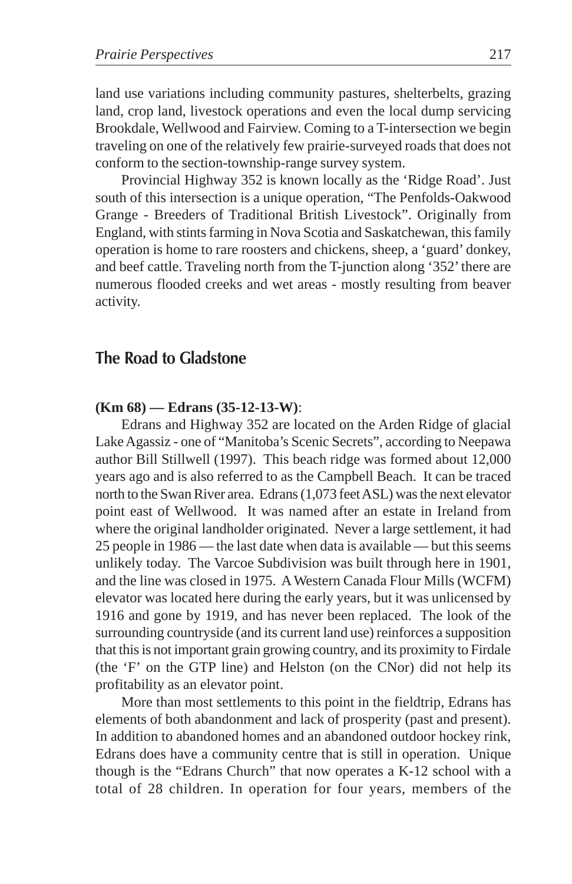land use variations including community pastures, shelterbelts, grazing land, crop land, livestock operations and even the local dump servicing Brookdale, Wellwood and Fairview. Coming to a T-intersection we begin traveling on one of the relatively few prairie-surveyed roads that does not conform to the section-township-range survey system.

Provincial Highway 352 is known locally as the 'Ridge Road'. Just south of this intersection is a unique operation, "The Penfolds-Oakwood Grange - Breeders of Traditional British Livestock". Originally from England, with stints farming in Nova Scotia and Saskatchewan, this family operation is home to rare roosters and chickens, sheep, a 'guard' donkey, and beef cattle. Traveling north from the T-junction along '352' there are numerous flooded creeks and wet areas - mostly resulting from beaver activity.

## The Road to Gladstone

**(Km 68) — Edrans (35-12-13-W)**:

Edrans and Highway 352 are located on the Arden Ridge of glacial Lake Agassiz - one of "Manitoba's Scenic Secrets", according to Neepawa author Bill Stillwell (1997). This beach ridge was formed about 12,000 years ago and is also referred to as the Campbell Beach. It can be traced north to the Swan River area. Edrans (1,073 feet ASL) was the next elevator point east of Wellwood. It was named after an estate in Ireland from where the original landholder originated. Never a large settlement, it had 25 people in 1986 — the last date when data is available — but this seems unlikely today. The Varcoe Subdivision was built through here in 1901, and the line was closed in 1975. A Western Canada Flour Mills (WCFM) elevator was located here during the early years, but it was unlicensed by 1916 and gone by 1919, and has never been replaced. The look of the surrounding countryside (and its current land use) reinforces a supposition that this is not important grain growing country, and its proximity to Firdale (the 'F' on the GTP line) and Helston (on the CNor) did not help its profitability as an elevator point.

More than most settlements to this point in the fieldtrip, Edrans has elements of both abandonment and lack of prosperity (past and present). In addition to abandoned homes and an abandoned outdoor hockey rink, Edrans does have a community centre that is still in operation. Unique though is the "Edrans Church" that now operates a K-12 school with a total of 28 children. In operation for four years, members of the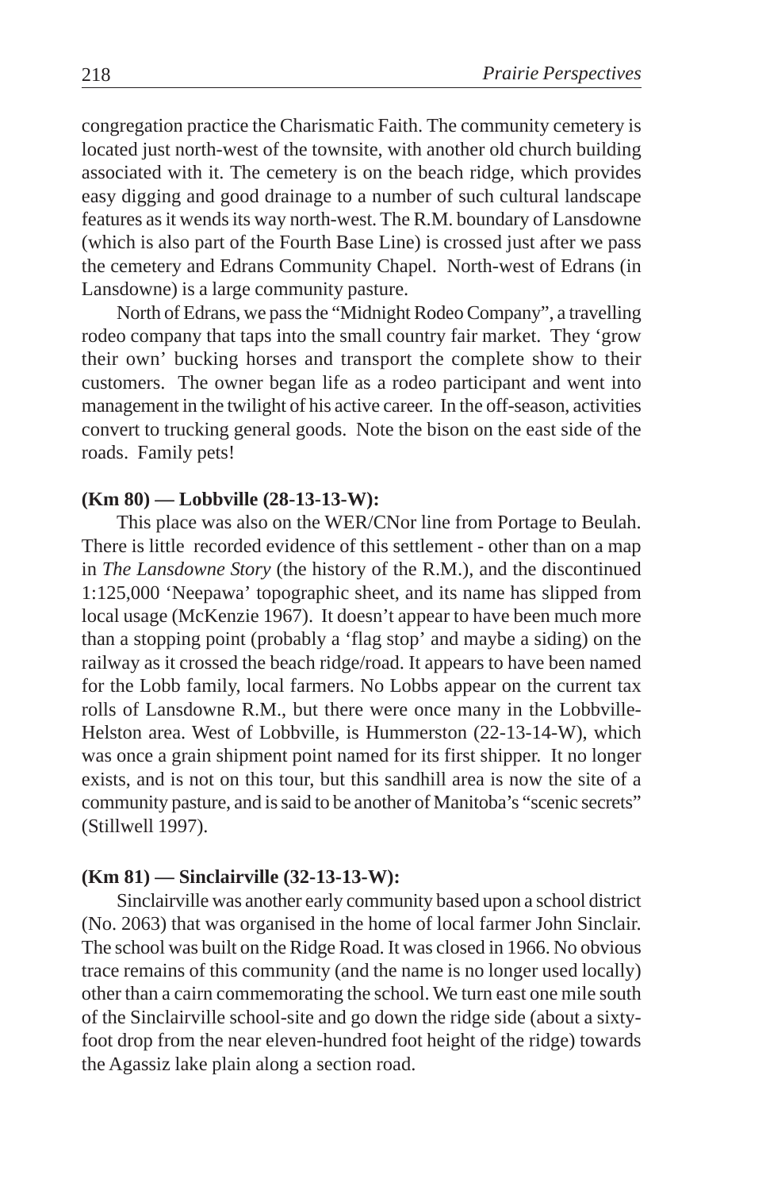congregation practice the Charismatic Faith. The community cemetery is located just north-west of the townsite, with another old church building associated with it. The cemetery is on the beach ridge, which provides easy digging and good drainage to a number of such cultural landscape features as it wends its way north-west. The R.M. boundary of Lansdowne (which is also part of the Fourth Base Line) is crossed just after we pass the cemetery and Edrans Community Chapel. North-west of Edrans (in Lansdowne) is a large community pasture.

North of Edrans, we pass the "Midnight Rodeo Company", a travelling rodeo company that taps into the small country fair market. They 'grow their own' bucking horses and transport the complete show to their customers. The owner began life as a rodeo participant and went into management in the twilight of his active career. In the off-season, activities convert to trucking general goods. Note the bison on the east side of the roads. Family pets!

**(Km 80) — Lobbville (28-13-13-W):**

This place was also on the WER/CNor line from Portage to Beulah. There is little recorded evidence of this settlement - other than on a map in *The Lansdowne Story* (the history of the R.M.), and the discontinued 1:125,000 'Neepawa' topographic sheet, and its name has slipped from local usage (McKenzie 1967). It doesn't appear to have been much more than a stopping point (probably a 'flag stop' and maybe a siding) on the railway as it crossed the beach ridge/road. It appears to have been named for the Lobb family, local farmers. No Lobbs appear on the current tax rolls of Lansdowne R.M., but there were once many in the Lobbville-Helston area. West of Lobbville, is Hummerston (22-13-14-W), which was once a grain shipment point named for its first shipper. It no longer exists, and is not on this tour, but this sandhill area is now the site of a community pasture, and is said to be another of Manitoba's "scenic secrets" (Stillwell 1997).

**(Km 81) — Sinclairville (32-13-13-W):**

Sinclairville was another early community based upon a school district (No. 2063) that was organised in the home of local farmer John Sinclair. The school was built on the Ridge Road. It was closed in 1966. No obvious trace remains of this community (and the name is no longer used locally) other than a cairn commemorating the school. We turn east one mile south of the Sinclairville school-site and go down the ridge side (about a sixty-foot drop from the near eleven-hundred foot height of the ridge) towards the Agassiz lake plain along a section road.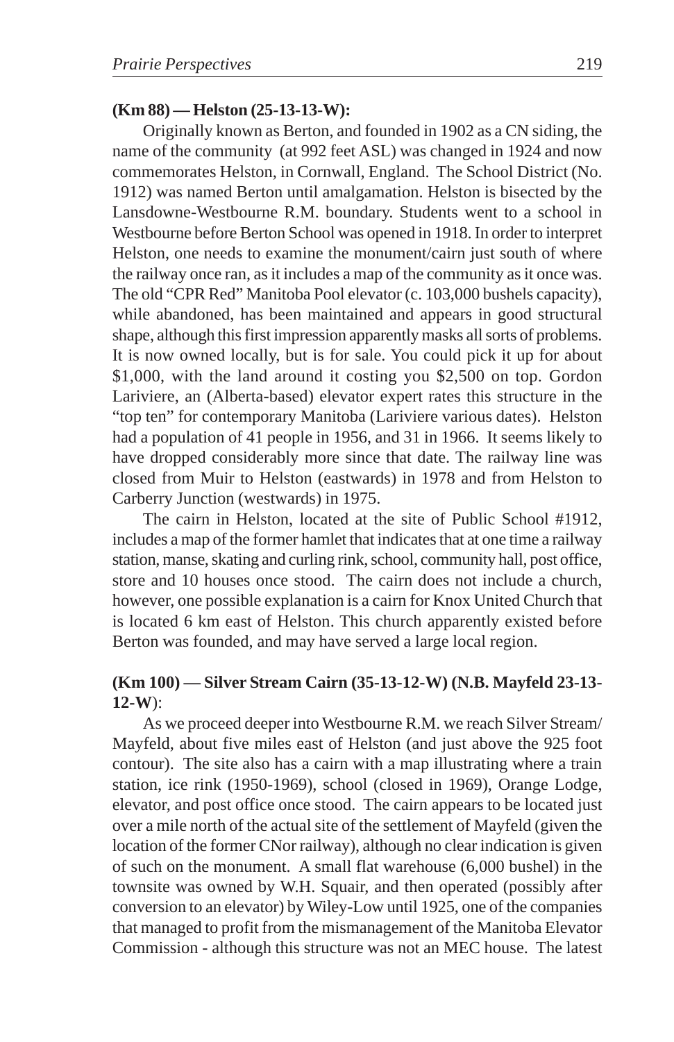**(Km 88) — Helston (25-13-13-W):**

Originally known as Berton, and founded in 1902 as a CN siding, the name of the community (at 992 feet ASL) was changed in 1924 and now commemorates Helston, in Cornwall, England. The School District (No. 1912) was named Berton until amalgamation. Helston is bisected by the Lansdowne-Westbourne R.M. boundary. Students went to a school in Westbourne before Berton School was opened in 1918. In order to interpret Helston, one needs to examine the monument/cairn just south of where the railway once ran, as it includes a map of the community as it once was. The old "CPR Red" Manitoba Pool elevator (c. 103,000 bushels capacity), while abandoned, has been maintained and appears in good structural shape, although this first impression apparently masks all sorts of problems. It is now owned locally, but is for sale. You could pick it up for about $1,000, with the land around it costing you $2,500 on top. Gordon Lariviere, an (Alberta-based) elevator expert rates this structure in the "top ten" for contemporary Manitoba (Lariviere various dates). Helston had a population of 41 people in 1956, and 31 in 1966. It seems likely to have dropped considerably more since that date. The railway line was closed from Muir to Helston (eastwards) in 1978 and from Helston to Carberry Junction (westwards) in 1975.

The cairn in Helston, located at the site of Public School #1912, includes a map of the former hamlet that indicates that at one time a railway station, manse, skating and curling rink, school, community hall, post office, store and 10 houses once stood. The cairn does not include a church, however, one possible explanation is a cairn for Knox United Church that is located 6 km east of Helston. This church apparently existed before Berton was founded, and may have served a large local region.

**(Km 100) — Silver Stream Cairn (35-13-12-W) (N.B. Mayfeld 23-13-12-W)**:

As we proceed deeper into Westbourne R.M. we reach Silver Stream/ Mayfeld, about five miles east of Helston (and just above the 925 foot contour). The site also has a cairn with a map illustrating where a train station, ice rink (1950-1969), school (closed in 1969), Orange Lodge, elevator, and post office once stood. The cairn appears to be located just over a mile north of the actual site of the settlement of Mayfeld (given the location of the former CNor railway), although no clear indication is given of such on the monument. A small flat warehouse (6,000 bushel) in the townsite was owned by W.H. Squair, and then operated (possibly after conversion to an elevator) by Wiley-Low until 1925, one of the companies that managed to profit from the mismanagement of the Manitoba Elevator Commission - although this structure was not an MEC house. The latest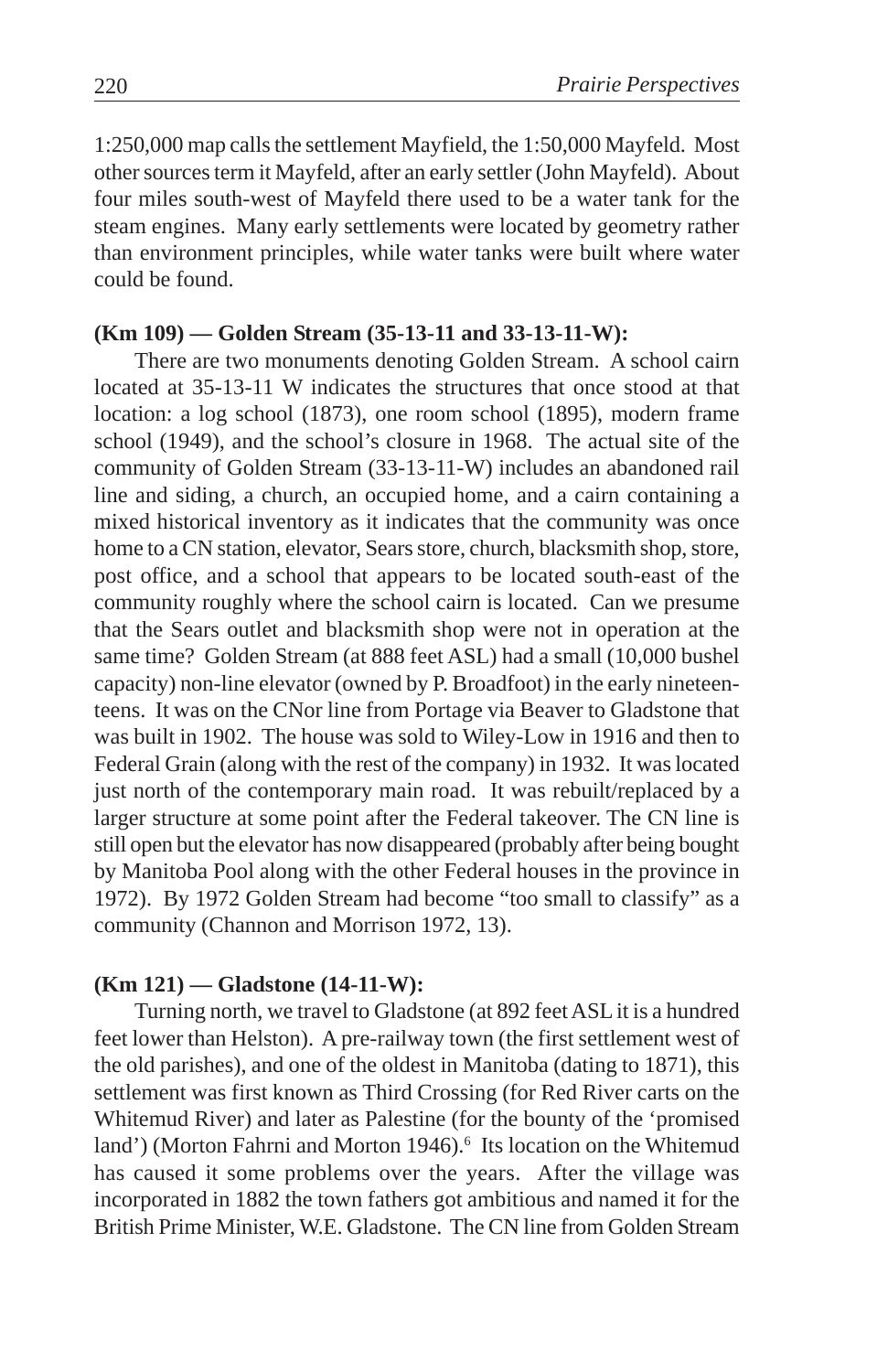1:250,000 map calls the settlement Mayfield, the 1:50,000 Mayfeld. Most other sources term it Mayfeld, after an early settler (John Mayfeld). About four miles south-west of Mayfeld there used to be a water tank for the steam engines. Many early settlements were located by geometry rather than environment principles, while water tanks were built where water could be found.

**(Km 109) — Golden Stream (35-13-11 and 33-13-11-W):**

There are two monuments denoting Golden Stream. A school cairn located at 35-13-11 W indicates the structures that once stood at that location: a log school (1873), one room school (1895), modern frame school (1949), and the school's closure in 1968. The actual site of the community of Golden Stream (33-13-11-W) includes an abandoned rail line and siding, a church, an occupied home, and a cairn containing a mixed historical inventory as it indicates that the community was once home to a CN station, elevator, Sears store, church, blacksmith shop, store, post office, and a school that appears to be located south-east of the community roughly where the school cairn is located. Can we presume that the Sears outlet and blacksmith shop were not in operation at the same time? Golden Stream (at 888 feet ASL) had a small (10,000 bushel capacity) non-line elevator (owned by P. Broadfoot) in the early nineteen-teens. It was on the CNor line from Portage via Beaver to Gladstone that was built in 1902. The house was sold to Wiley-Low in 1916 and then to Federal Grain (along with the rest of the company) in 1932. It was located just north of the contemporary main road. It was rebuilt/replaced by a larger structure at some point after the Federal takeover. The CN line is still open but the elevator has now disappeared (probably after being bought by Manitoba Pool along with the other Federal houses in the province in 1972). By 1972 Golden Stream had become "too small to classify" as a community (Channon and Morrison 1972, 13).

**(Km 121) — Gladstone (14-11-W):**

Turning north, we travel to Gladstone (at 892 feet ASL it is a hundred feet lower than Helston). A pre-railway town (the first settlement west of the old parishes), and one of the oldest in Manitoba (dating to 1871), this settlement was first known as Third Crossing (for Red River carts on the Whitemud River) and later as Palestine (for the bounty of the 'promised land') (Morton Fahrni and Morton 1946).[6] Its location on the Whitemud has caused it some problems over the years. After the village was incorporated in 1882 the town fathers got ambitious and named it for the British Prime Minister, W.E. Gladstone. The CN line from Golden Stream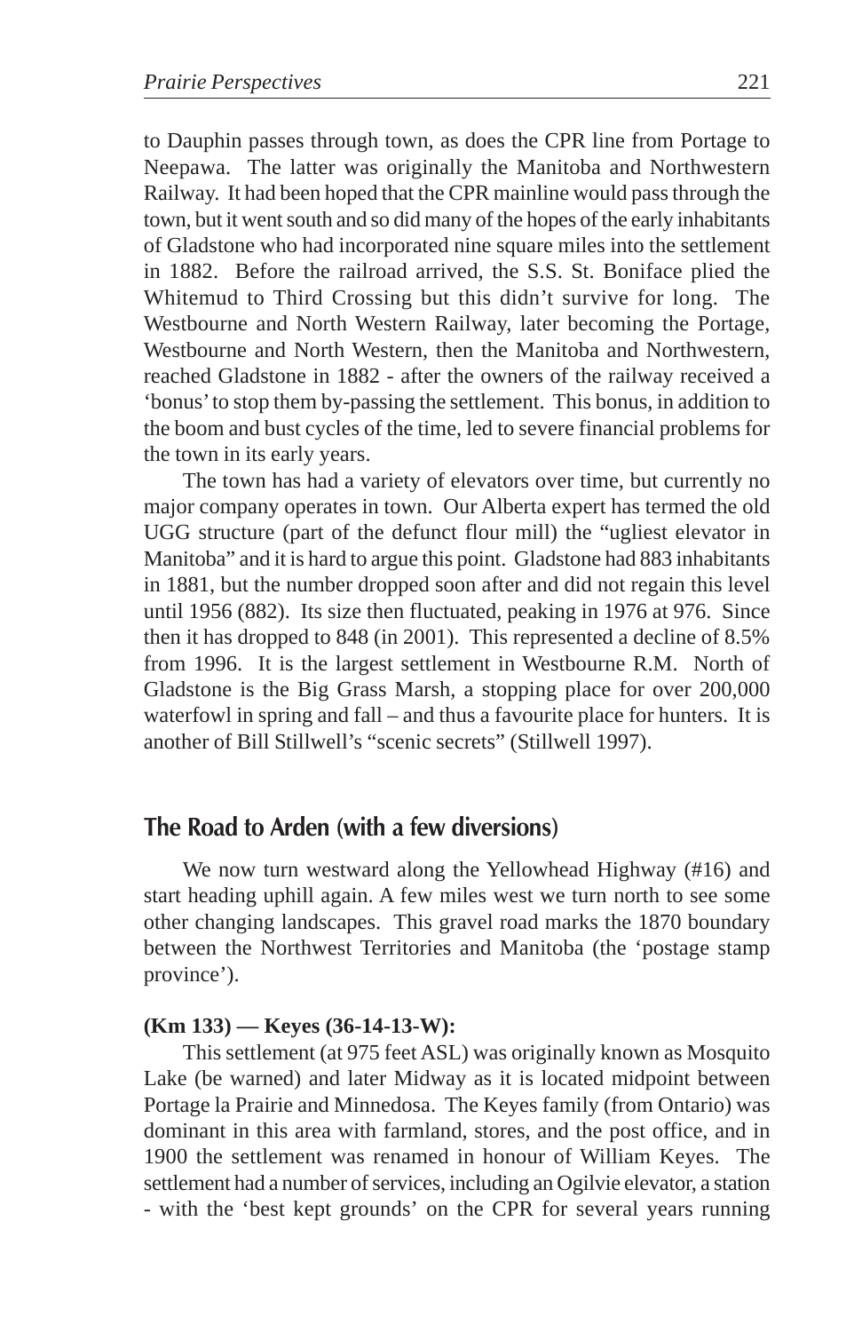to Dauphin passes through town, as does the CPR line from Portage to Neepawa. The latter was originally the Manitoba and Northwestern Railway. It had been hoped that the CPR mainline would pass through the town, but it went south and so did many of the hopes of the early inhabitants of Gladstone who had incorporated nine square miles into the settlement in 1882. Before the railroad arrived, the S.S. St. Boniface plied the Whitemud to Third Crossing but this didn't survive for long. The Westbourne and North Western Railway, later becoming the Portage, Westbourne and North Western, then the Manitoba and Northwestern, reached Gladstone in 1882 - after the owners of the railway received a 'bonus' to stop them by-passing the settlement. This bonus, in addition to the boom and bust cycles of the time, led to severe financial problems for the town in its early years.

The town has had a variety of elevators over time, but currently no major company operates in town. Our Alberta expert has termed the old UGG structure (part of the defunct flour mill) the "ugliest elevator in Manitoba" and it is hard to argue this point. Gladstone had 883 inhabitants in 1881, but the number dropped soon after and did not regain this level until 1956 (882). Its size then fluctuated, peaking in 1976 at 976. Since then it has dropped to 848 (in 2001). This represented a decline of 8.5% from 1996. It is the largest settlement in Westbourne R.M. North of Gladstone is the Big Grass Marsh, a stopping place for over 200,000 waterfowl in spring and fall – and thus a favourite place for hunters. It is another of Bill Stillwell's "scenic secrets" (Stillwell 1997).

## The Road to Arden (with a few diversions)

We now turn westward along the Yellowhead Highway (#16) and start heading uphill again. A few miles west we turn north to see some other changing landscapes. This gravel road marks the 1870 boundary between the Northwest Territories and Manitoba (the 'postage stamp province').

**(Km 133) — Keyes (36-14-13-W):**

This settlement (at 975 feet ASL) was originally known as Mosquito Lake (be warned) and later Midway as it is located midpoint between Portage la Prairie and Minnedosa. The Keyes family (from Ontario) was dominant in this area with farmland, stores, and the post office, and in 1900 the settlement was renamed in honour of William Keyes. The settlement had a number of services, including an Ogilvie elevator, a station - with the 'best kept grounds' on the CPR for several years running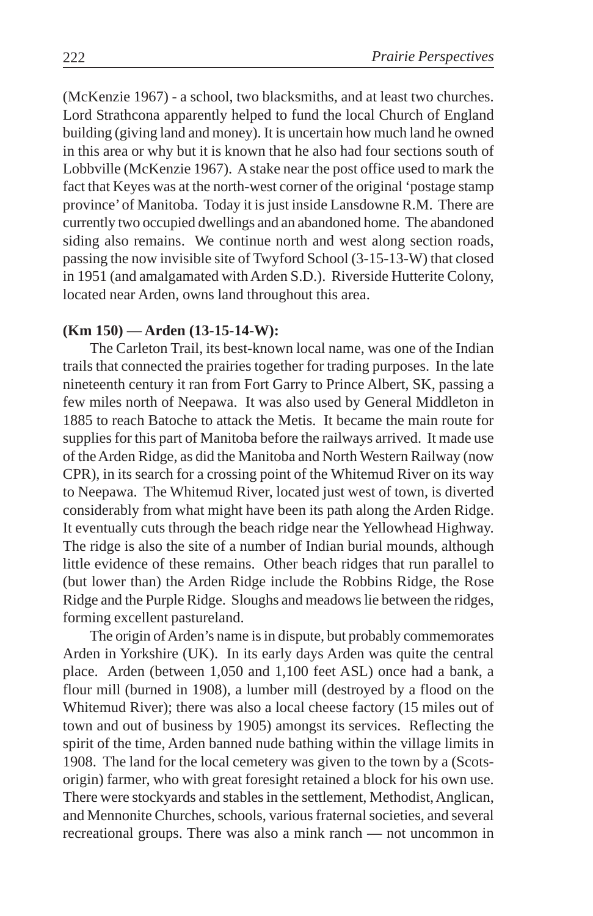(McKenzie 1967) - a school, two blacksmiths, and at least two churches. Lord Strathcona apparently helped to fund the local Church of England building (giving land and money). It is uncertain how much land he owned in this area or why but it is known that he also had four sections south of Lobbville (McKenzie 1967). A stake near the post office used to mark the fact that Keyes was at the north-west corner of the original 'postage stamp province' of Manitoba. Today it is just inside Lansdowne R.M. There are currently two occupied dwellings and an abandoned home. The abandoned siding also remains. We continue north and west along section roads, passing the now invisible site of Twyford School (3-15-13-W) that closed in 1951 (and amalgamated with Arden S.D.). Riverside Hutterite Colony, located near Arden, owns land throughout this area.

**(Km 150) — Arden (13-15-14-W):**

The Carleton Trail, its best-known local name, was one of the Indian trails that connected the prairies together for trading purposes. In the late nineteenth century it ran from Fort Garry to Prince Albert, SK, passing a few miles north of Neepawa. It was also used by General Middleton in 1885 to reach Batoche to attack the Metis. It became the main route for supplies for this part of Manitoba before the railways arrived. It made use of the Arden Ridge, as did the Manitoba and North Western Railway (now CPR), in its search for a crossing point of the Whitemud River on its way to Neepawa. The Whitemud River, located just west of town, is diverted considerably from what might have been its path along the Arden Ridge. It eventually cuts through the beach ridge near the Yellowhead Highway. The ridge is also the site of a number of Indian burial mounds, although little evidence of these remains. Other beach ridges that run parallel to (but lower than) the Arden Ridge include the Robbins Ridge, the Rose Ridge and the Purple Ridge. Sloughs and meadows lie between the ridges, forming excellent pastureland.

The origin of Arden's name is in dispute, but probably commemorates Arden in Yorkshire (UK). In its early days Arden was quite the central place. Arden (between 1,050 and 1,100 feet ASL) once had a bank, a flour mill (burned in 1908), a lumber mill (destroyed by a flood on the Whitemud River); there was also a local cheese factory (15 miles out of town and out of business by 1905) amongst its services. Reflecting the spirit of the time, Arden banned nude bathing within the village limits in 1908. The land for the local cemetery was given to the town by a (Scots-origin) farmer, who with great foresight retained a block for his own use. There were stockyards and stables in the settlement, Methodist, Anglican, and Mennonite Churches, schools, various fraternal societies, and several recreational groups. There was also a mink ranch — not uncommon in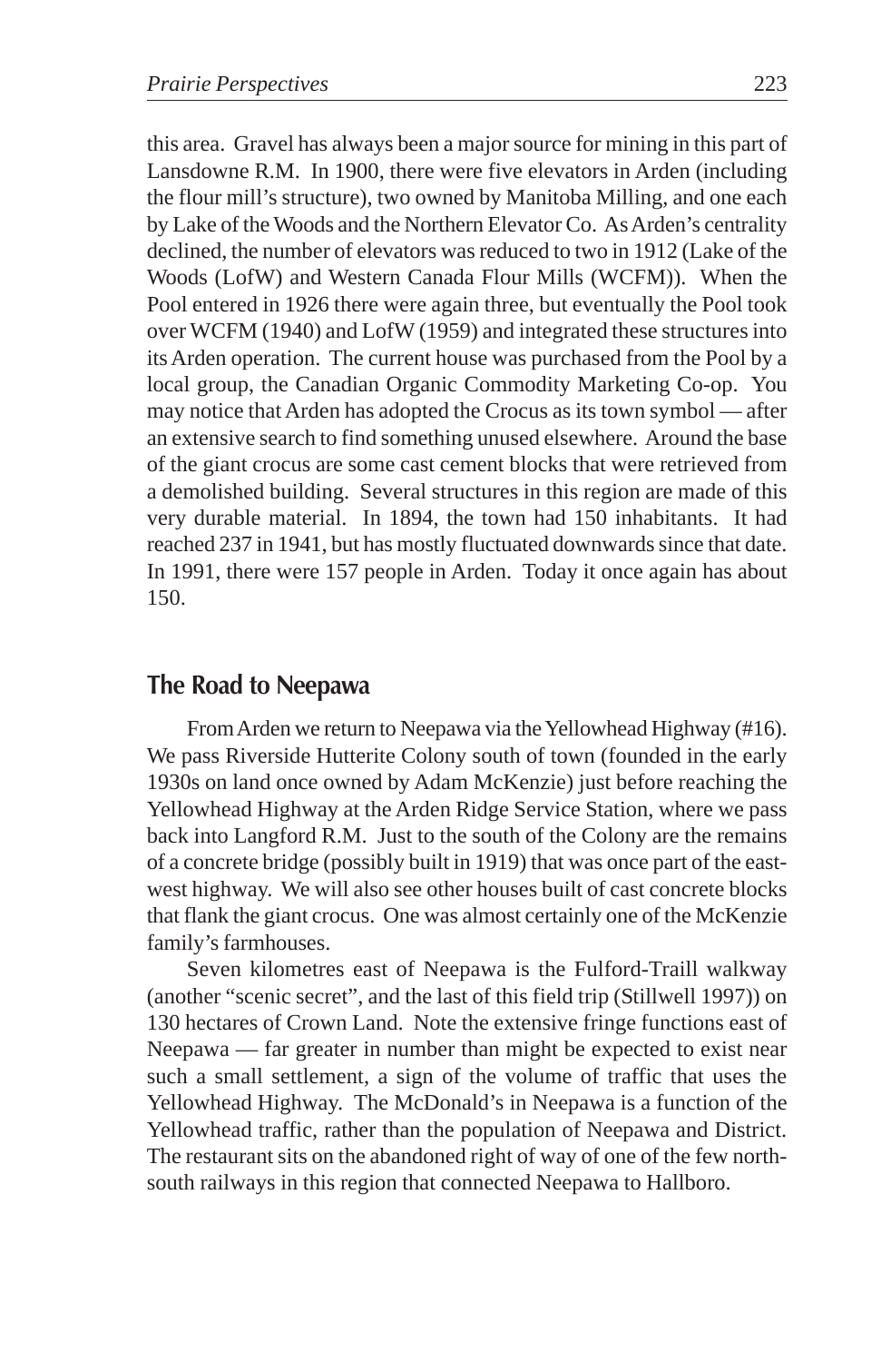this area. Gravel has always been a major source for mining in this part of Lansdowne R.M. In 1900, there were five elevators in Arden (including the flour mill's structure), two owned by Manitoba Milling, and one each by Lake of the Woods and the Northern Elevator Co. As Arden's centrality declined, the number of elevators was reduced to two in 1912 (Lake of the Woods (LofW) and Western Canada Flour Mills (WCFM)). When the Pool entered in 1926 there were again three, but eventually the Pool took over WCFM (1940) and LofW (1959) and integrated these structures into its Arden operation. The current house was purchased from the Pool by a local group, the Canadian Organic Commodity Marketing Co-op. You may notice that Arden has adopted the Crocus as its town symbol — after an extensive search to find something unused elsewhere. Around the base of the giant crocus are some cast cement blocks that were retrieved from a demolished building. Several structures in this region are made of this very durable material. In 1894, the town had 150 inhabitants. It had reached 237 in 1941, but has mostly fluctuated downwards since that date. In 1991, there were 157 people in Arden. Today it once again has about 150.

## The Road to Neepawa

From Arden we return to Neepawa via the Yellowhead Highway (#16). We pass Riverside Hutterite Colony south of town (founded in the early 1930s on land once owned by Adam McKenzie) just before reaching the Yellowhead Highway at the Arden Ridge Service Station, where we pass back into Langford R.M. Just to the south of the Colony are the remains of a concrete bridge (possibly built in 1919) that was once part of the east-west highway. We will also see other houses built of cast concrete blocks that flank the giant crocus. One was almost certainly one of the McKenzie family's farmhouses.

Seven kilometres east of Neepawa is the Fulford-Traill walkway (another "scenic secret", and the last of this field trip (Stillwell 1997)) on 130 hectares of Crown Land. Note the extensive fringe functions east of Neepawa — far greater in number than might be expected to exist near such a small settlement, a sign of the volume of traffic that uses the Yellowhead Highway. The McDonald's in Neepawa is a function of the Yellowhead traffic, rather than the population of Neepawa and District. The restaurant sits on the abandoned right of way of one of the few north-south railways in this region that connected Neepawa to Hallboro.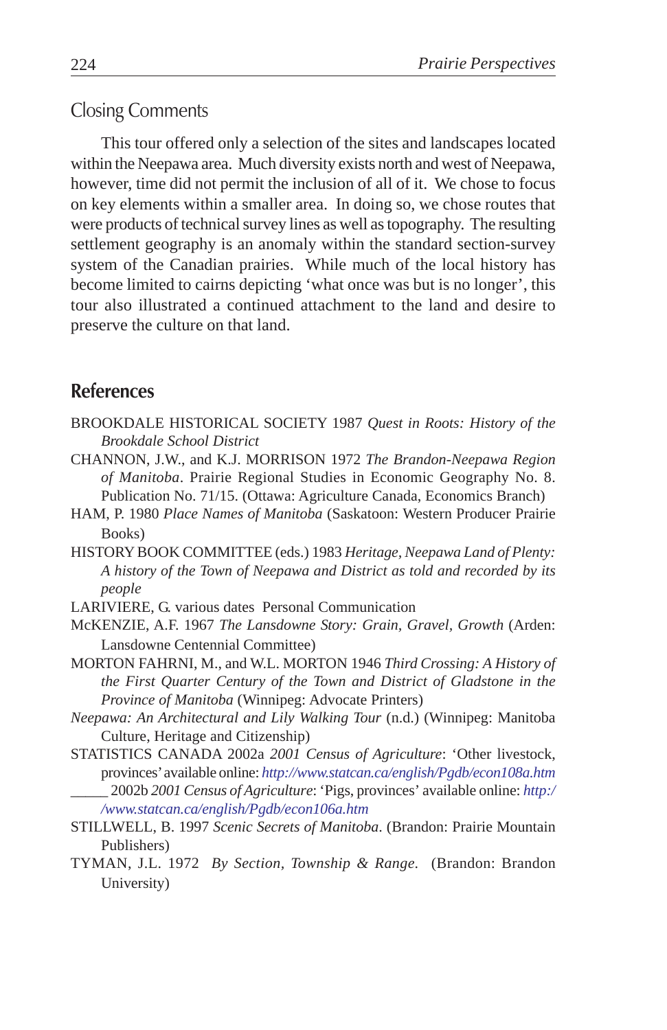## Closing Comments

This tour offered only a selection of the sites and landscapes located within the Neepawa area. Much diversity exists north and west of Neepawa, however, time did not permit the inclusion of all of it. We chose to focus on key elements within a smaller area. In doing so, we chose routes that were products of technical survey lines as well as topography. The resulting settlement geography is an anomaly within the standard section-survey system of the Canadian prairies. While much of the local history has become limited to cairns depicting 'what once was but is no longer', this tour also illustrated a continued attachment to the land and desire to preserve the culture on that land.

## References

BROOKDALE HISTORICAL SOCIETY 1987 *Quest in Roots: History of the Brookdale School District*

CHANNON, J.W., and K.J. MORRISON 1972 *The Brandon-Neepawa Region of Manitoba*. Prairie Regional Studies in Economic Geography No. 8. Publication No. 71/15. (Ottawa: Agriculture Canada, Economics Branch)

HAM, P. 1980 *Place Names of Manitoba* (Saskatoon: Western Producer Prairie Books)

HISTORY BOOK COMMITTEE (eds.) 1983 *Heritage, Neepawa Land of Plenty: A history of the Town of Neepawa and District as told and recorded by its people*

LARIVIERE, G. various dates Personal Communication

McKENZIE, A.F. 1967 *The Lansdowne Story: Grain, Gravel, Growth* (Arden: Lansdowne Centennial Committee)

MORTON FAHRNI, M., and W.L. MORTON 1946 *Third Crossing: A History of the First Quarter Century of the Town and District of Gladstone in the Province of Manitoba* (Winnipeg: Advocate Printers)

*Neepawa: An Architectural and Lily Walking Tour* (n.d.) (Winnipeg: Manitoba Culture, Heritage and Citizenship)

STATISTICS CANADA 2002a *2001 Census of Agriculture*: 'Other livestock, provinces' available online: *http://www.statcan.ca/english/Pgdb/econ108a.htm*

_____ 2002b *2001 Census of Agriculture*: 'Pigs, provinces' available online: *http://www.statcan.ca/english/Pgdb/econ106a.htm*

STILLWELL, B. 1997 *Scenic Secrets of Manitoba*. (Brandon: Prairie Mountain Publishers)

TYMAN, J.L. 1972 *By Section, Township & Range*. (Brandon: Brandon University)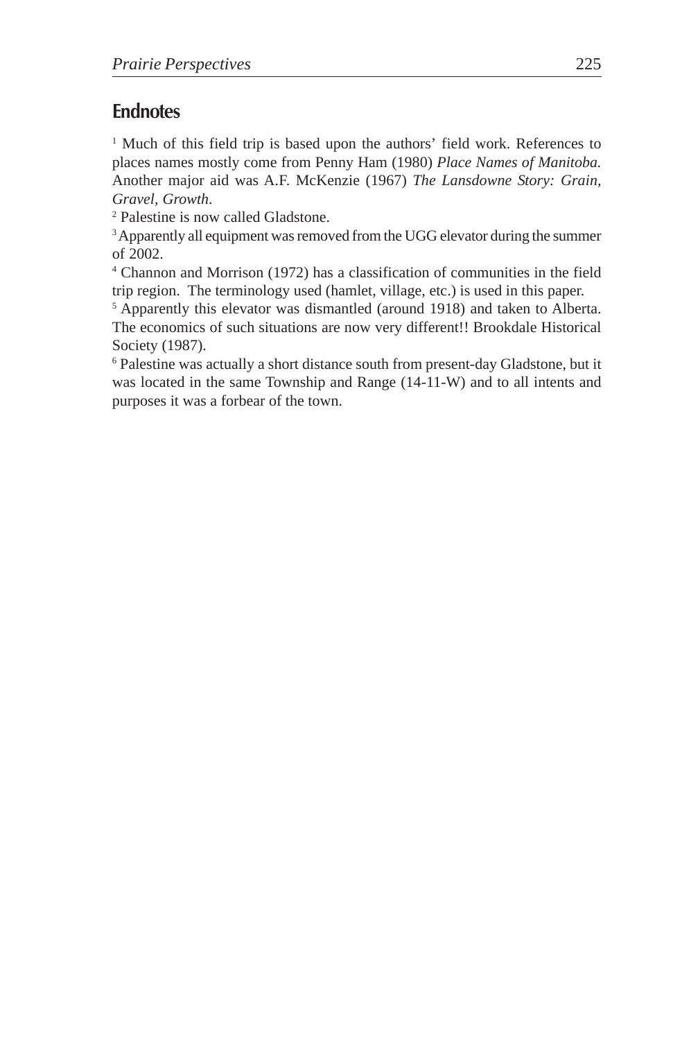## Endnotes

[1] Much of this field trip is based upon the authors' field work. References to places names mostly come from Penny Ham (1980) *Place Names of Manitoba.* Another major aid was A.F. McKenzie (1967) *The Lansdowne Story: Grain, Gravel, Growth*.

[2] Palestine is now called Gladstone.

[3] Apparently all equipment was removed from the UGG elevator during the summer of 2002.

[4] Channon and Morrison (1972) has a classification of communities in the field trip region. The terminology used (hamlet, village, etc.) is used in this paper.

[5] Apparently this elevator was dismantled (around 1918) and taken to Alberta. The economics of such situations are now very different!! Brookdale Historical Society (1987).

[6] Palestine was actually a short distance south from present-day Gladstone, but it was located in the same Township and Range (14-11-W) and to all intents and purposes it was a forbear of the town.